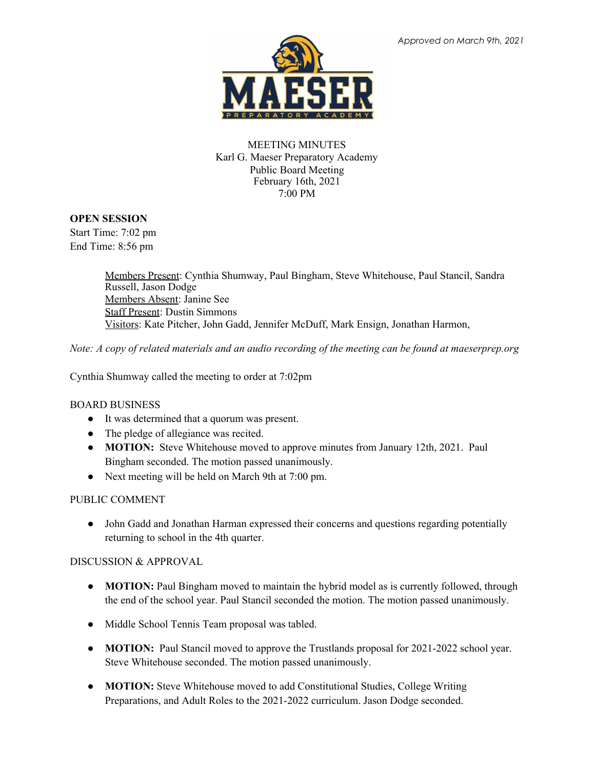*Approved on March 9th, 2021*

MEETING MINUTES
Karl G. Maeser Preparatory Academy
Public Board Meeting
February 16th, 2021
7:00 PM

**OPEN SESSION**
Start Time: 7:02 pm
End Time: 8:56 pm

> Members Present: Cynthia Shumway, Paul Bingham, Steve Whitehouse, Paul Stancil, Sandra Russell, Jason Dodge
> Members Absent: Janine See
> Staff Present: Dustin Simmons
> Visitors: Kate Pitcher, John Gadd, Jennifer McDuff, Mark Ensign, Jonathan Harmon,

*Note: A copy of related materials and an audio recording of the meeting can be found at maeserprep.org*

Cynthia Shumway called the meeting to order at 7:02pm

BOARD BUSINESS

- It was determined that a quorum was present.
- The pledge of allegiance was recited.
- **MOTION:** Steve Whitehouse moved to approve minutes from January 12th, 2021. Paul Bingham seconded. The motion passed unanimously.
- Next meeting will be held on March 9th at 7:00 pm.

PUBLIC COMMENT

- John Gadd and Jonathan Harman expressed their concerns and questions regarding potentially returning to school in the 4th quarter.

DISCUSSION & APPROVAL

- **MOTION:** Paul Bingham moved to maintain the hybrid model as is currently followed, through the end of the school year. Paul Stancil seconded the motion. The motion passed unanimously.
- Middle School Tennis Team proposal was tabled.
- **MOTION:** Paul Stancil moved to approve the Trustlands proposal for 2021-2022 school year. Steve Whitehouse seconded. The motion passed unanimously.
- **MOTION:** Steve Whitehouse moved to add Constitutional Studies, College Writing Preparations, and Adult Roles to the 2021-2022 curriculum. Jason Dodge seconded.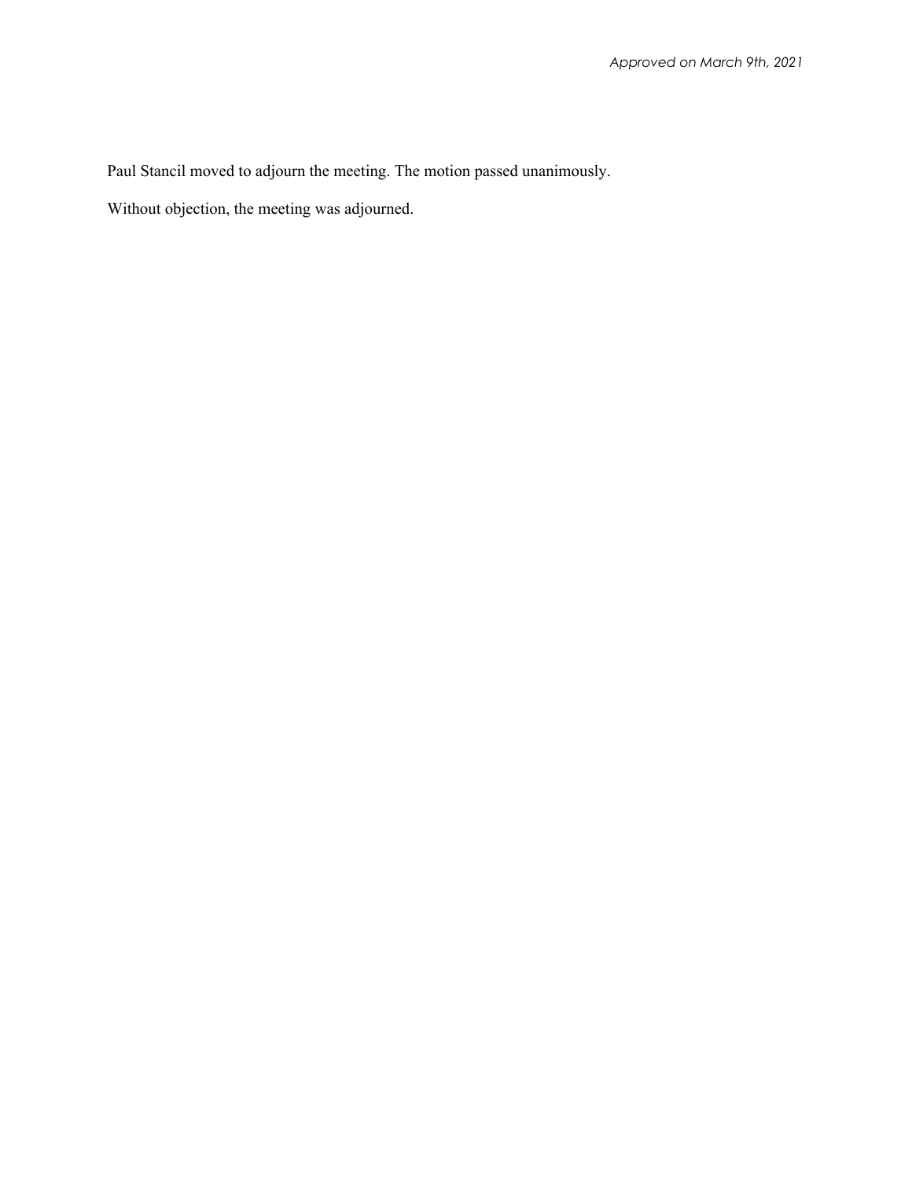Paul Stancil moved to adjourn the meeting. The motion passed unanimously.

Without objection, the meeting was adjourned.